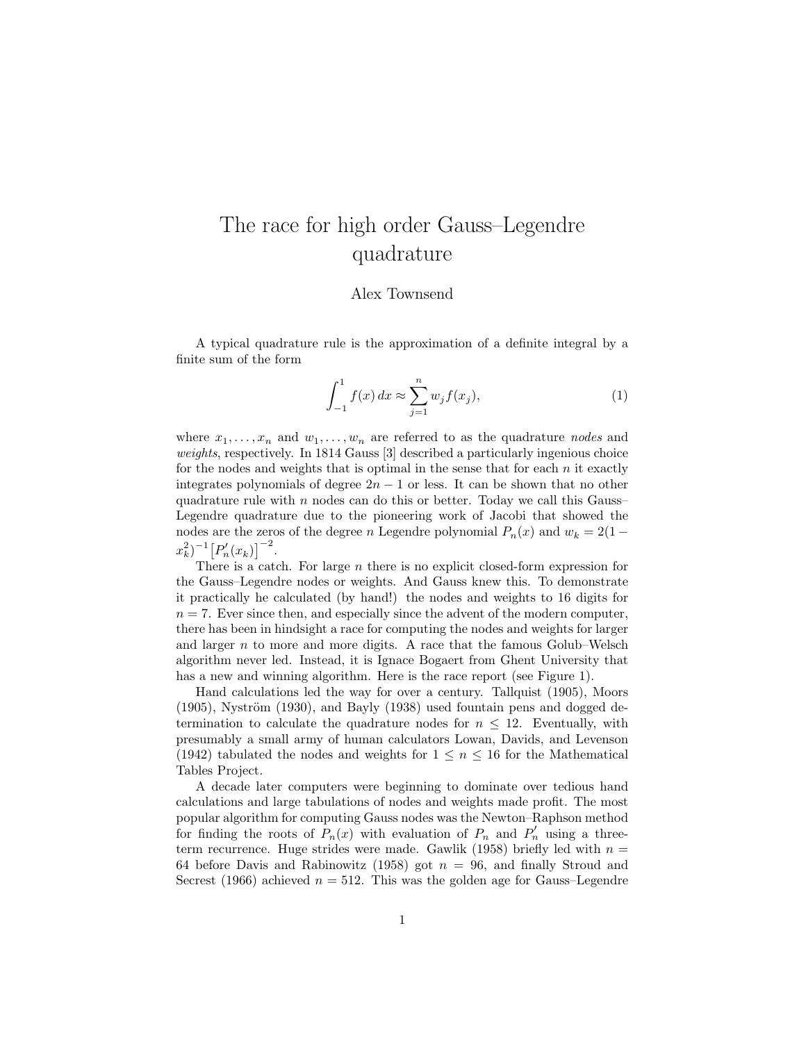# The race for high order Gauss–Legendre quadrature

Alex Townsend

A typical quadrature rule is the approximation of a definite integral by a finite sum of the form

$$\int_{-1}^{1} f(x)\, dx \approx \sum_{j=1}^{n} w_j f(x_j), \tag{1}$$

where $x_1, \ldots, x_n$ and $w_1, \ldots, w_n$ are referred to as the quadrature *nodes* and *weights*, respectively. In 1814 Gauss [3] described a particularly ingenious choice for the nodes and weights that is optimal in the sense that for each $n$ it exactly integrates polynomials of degree $2n-1$ or less. It can be shown that no other quadrature rule with $n$ nodes can do this or better. Today we call this Gauss–Legendre quadrature due to the pioneering work of Jacobi that showed the nodes are the zeros of the degree $n$ Legendre polynomial $P_n(x)$ and $w_k = 2(1 - x_k^2)^{-1}\left[P_n'(x_k)\right]^{-2}$.

There is a catch. For large $n$ there is no explicit closed-form expression for the Gauss–Legendre nodes or weights. And Gauss knew this. To demonstrate it practically he calculated (by hand!) the nodes and weights to 16 digits for $n = 7$. Ever since then, and especially since the advent of the modern computer, there has been in hindsight a race for computing the nodes and weights for larger and larger $n$ to more and more digits. A race that the famous Golub–Welsch algorithm never led. Instead, it is Ignace Bogaert from Ghent University that has a new and winning algorithm. Here is the race report (see Figure 1).

Hand calculations led the way for over a century. Tallquist (1905), Moors (1905), Nyström (1930), and Bayly (1938) used fountain pens and dogged determination to calculate the quadrature nodes for $n \leq 12$. Eventually, with presumably a small army of human calculators Lowan, Davids, and Levenson (1942) tabulated the nodes and weights for $1 \leq n \leq 16$ for the Mathematical Tables Project.

A decade later computers were beginning to dominate over tedious hand calculations and large tabulations of nodes and weights made profit. The most popular algorithm for computing Gauss nodes was the Newton–Raphson method for finding the roots of $P_n(x)$ with evaluation of $P_n$ and $P_n'$ using a three-term recurrence. Huge strides were made. Gawlik (1958) briefly led with $n = 64$ before Davis and Rabinowitz (1958) got $n = 96$, and finally Stroud and Secrest (1966) achieved $n = 512$. This was the golden age for Gauss–Legendre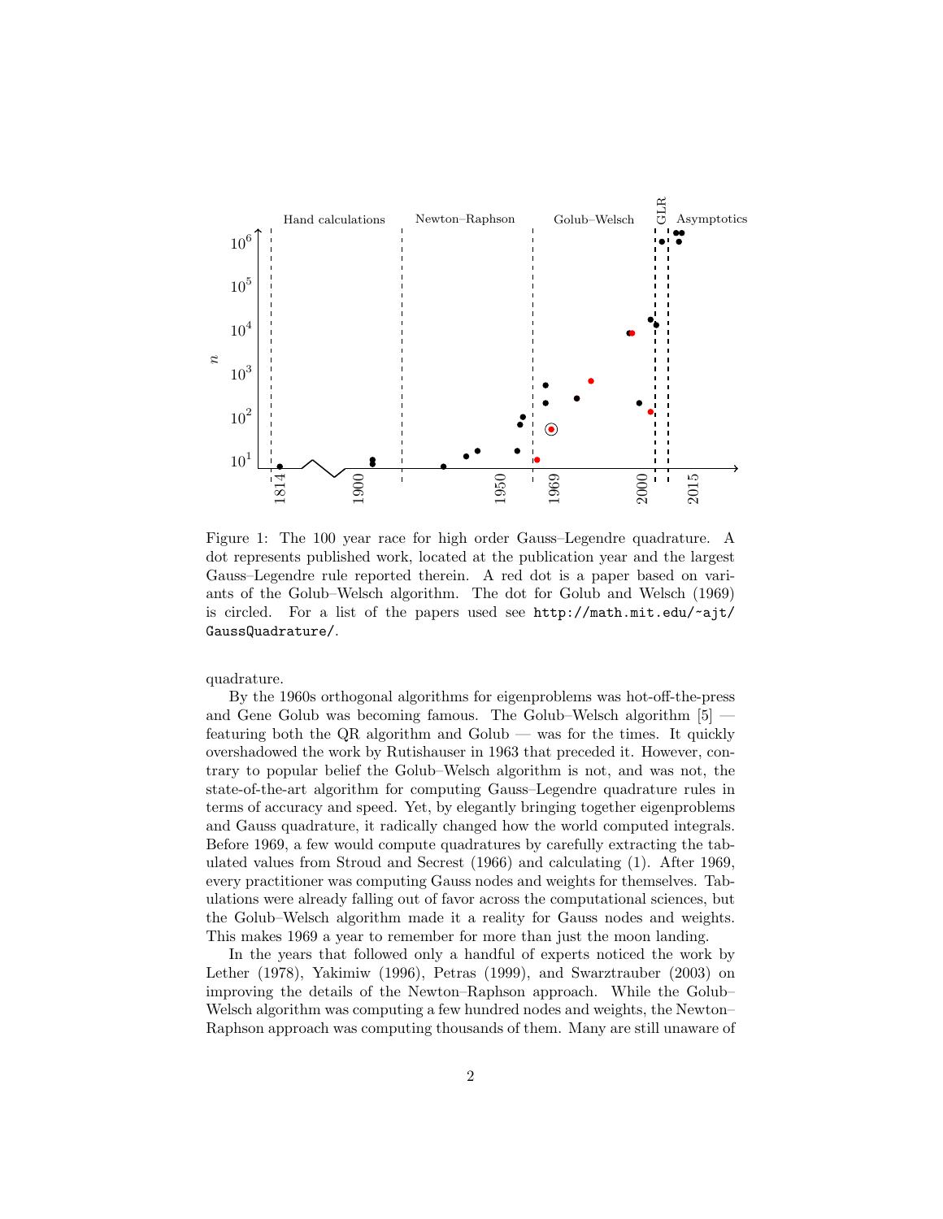Figure 1: The 100 year race for high order Gauss–Legendre quadrature. A dot represents published work, located at the publication year and the largest Gauss–Legendre rule reported therein. A red dot is a paper based on variants of the Golub–Welsch algorithm. The dot for Golub and Welsch (1969) is circled. For a list of the papers used see `http://math.mit.edu/~ajt/GaussQuadrature/`.

quadrature.

By the 1960s orthogonal algorithms for eigenproblems was hot-off-the-press and Gene Golub was becoming famous. The Golub–Welsch algorithm [5] — featuring both the QR algorithm and Golub — was for the times. It quickly overshadowed the work by Rutishauser in 1963 that preceded it. However, contrary to popular belief the Golub–Welsch algorithm is not, and was not, the state-of-the-art algorithm for computing Gauss–Legendre quadrature rules in terms of accuracy and speed. Yet, by elegantly bringing together eigenproblems and Gauss quadrature, it radically changed how the world computed integrals. Before 1969, a few would compute quadratures by carefully extracting the tabulated values from Stroud and Secrest (1966) and calculating (1). After 1969, every practitioner was computing Gauss nodes and weights for themselves. Tabulations were already falling out of favor across the computational sciences, but the Golub–Welsch algorithm made it a reality for Gauss nodes and weights. This makes 1969 a year to remember for more than just the moon landing.

In the years that followed only a handful of experts noticed the work by Lether (1978), Yakimiw (1996), Petras (1999), and Swarztrauber (2003) on improving the details of the Newton–Raphson approach. While the Golub–Welsch algorithm was computing a few hundred nodes and weights, the Newton–Raphson approach was computing thousands of them. Many are still unaware of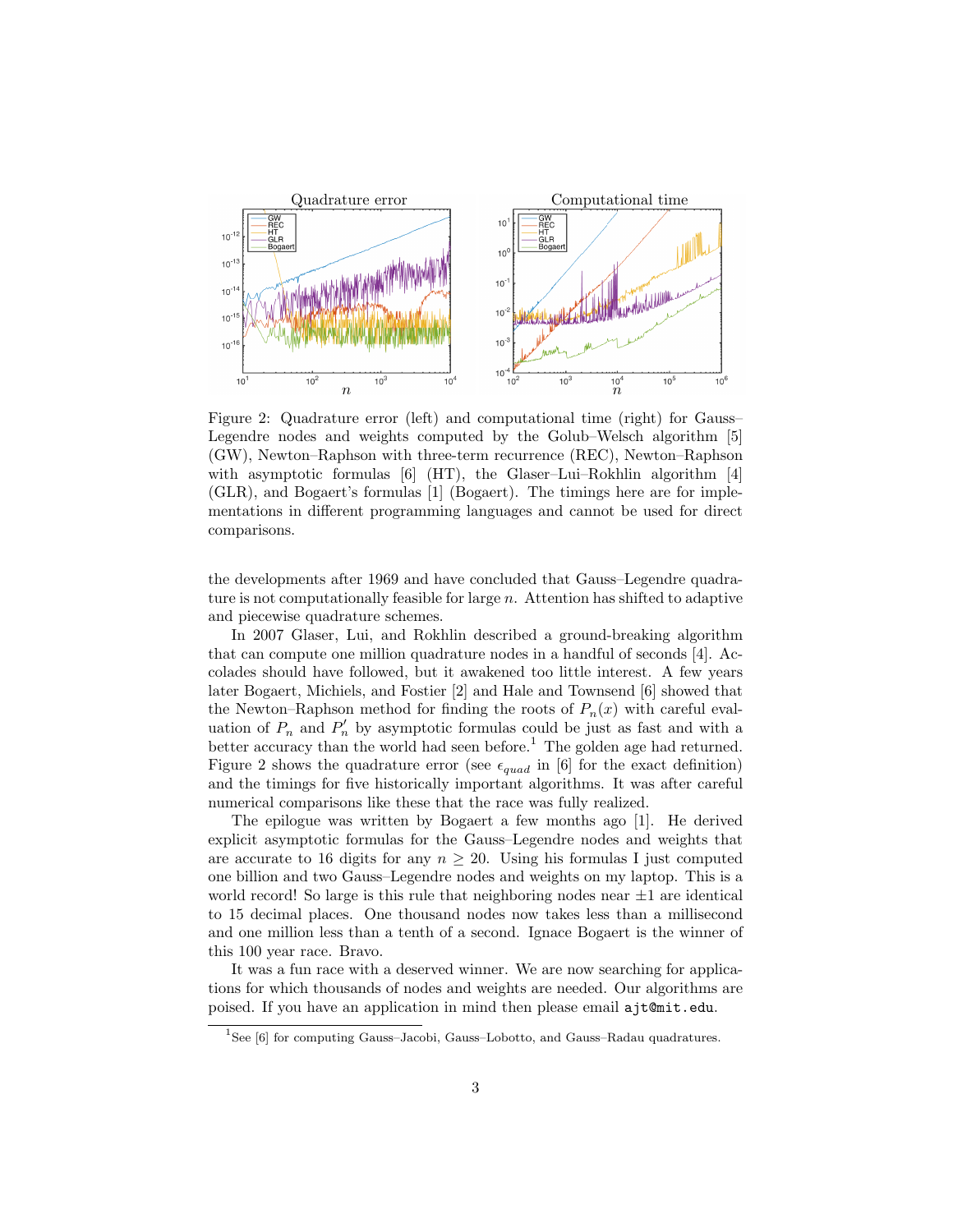Figure 2: Quadrature error (left) and computational time (right) for Gauss–Legendre nodes and weights computed by the Golub–Welsch algorithm [5] (GW), Newton–Raphson with three-term recurrence (REC), Newton–Raphson with asymptotic formulas [6] (HT), the Glaser–Lui–Rokhlin algorithm [4] (GLR), and Bogaert's formulas [1] (Bogaert). The timings here are for implementations in different programming languages and cannot be used for direct comparisons.

the developments after 1969 and have concluded that Gauss–Legendre quadrature is not computationally feasible for large $n$. Attention has shifted to adaptive and piecewise quadrature schemes.

In 2007 Glaser, Lui, and Rokhlin described a ground-breaking algorithm that can compute one million quadrature nodes in a handful of seconds [4]. Accolades should have followed, but it awakened too little interest. A few years later Bogaert, Michiels, and Fostier [2] and Hale and Townsend [6] showed that the Newton–Raphson method for finding the roots of $P_n(x)$ with careful evaluation of $P_n$ and $P_n'$ by asymptotic formulas could be just as fast and with a better accuracy than the world had seen before.[1] The golden age had returned. Figure 2 shows the quadrature error (see $\epsilon_{quad}$ in [6] for the exact definition) and the timings for five historically important algorithms. It was after careful numerical comparisons like these that the race was fully realized.

The epilogue was written by Bogaert a few months ago [1]. He derived explicit asymptotic formulas for the Gauss–Legendre nodes and weights that are accurate to 16 digits for any $n \geq 20$. Using his formulas I just computed one billion and two Gauss–Legendre nodes and weights on my laptop. This is a world record! So large is this rule that neighboring nodes near $\pm 1$ are identical to 15 decimal places. One thousand nodes now takes less than a millisecond and one million less than a tenth of a second. Ignace Bogaert is the winner of this 100 year race. Bravo.

It was a fun race with a deserved winner. We are now searching for applications for which thousands of nodes and weights are needed. Our algorithms are poised. If you have an application in mind then please email `ajt@mit.edu`.

[1] See [6] for computing Gauss–Jacobi, Gauss–Lobotto, and Gauss–Radau quadratures.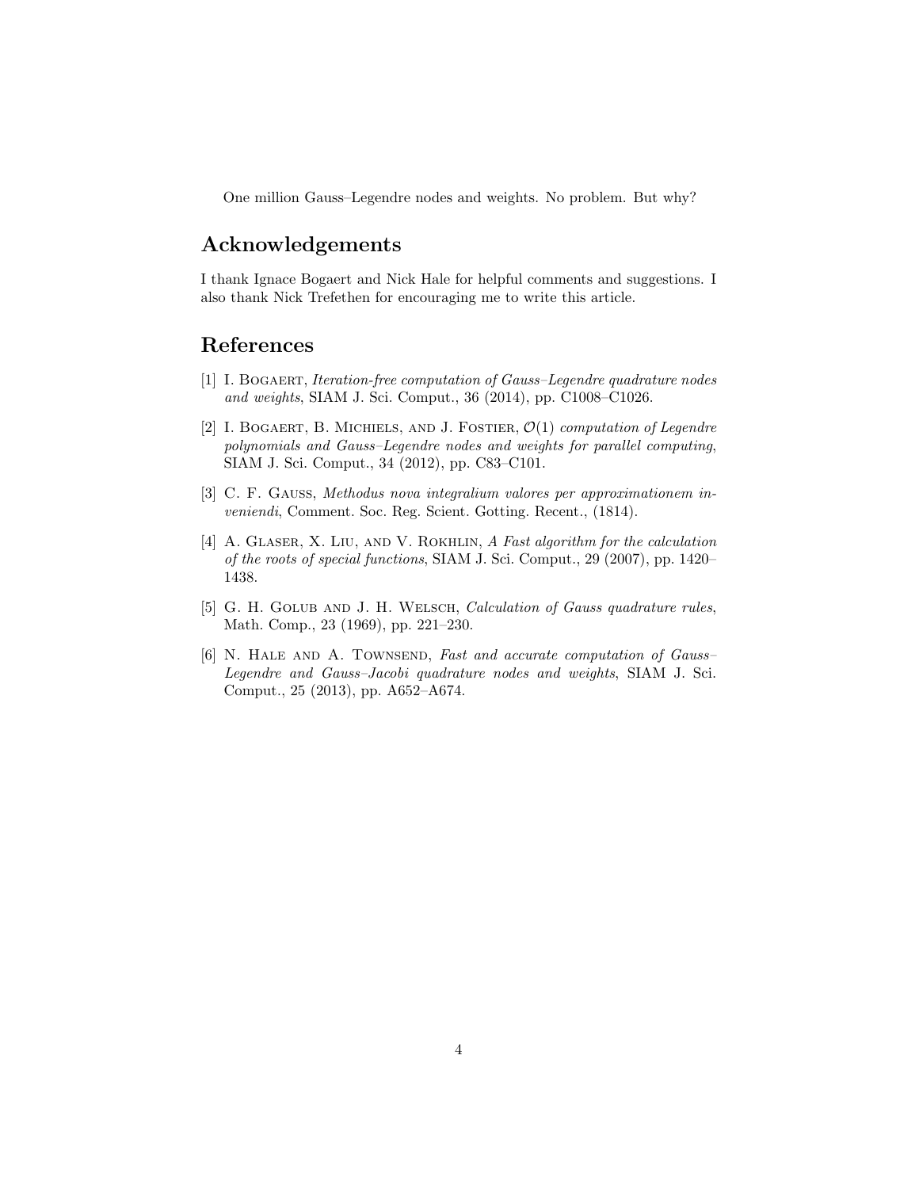One million Gauss–Legendre nodes and weights. No problem. But why?

## Acknowledgements

I thank Ignace Bogaert and Nick Hale for helpful comments and suggestions. I also thank Nick Trefethen for encouraging me to write this article.

## References

[1] I. Bogaert, *Iteration-free computation of Gauss–Legendre quadrature nodes and weights*, SIAM J. Sci. Comput., 36 (2014), pp. C1008–C1026.

[2] I. Bogaert, B. Michiels, and J. Fostier, *$\mathcal{O}(1)$ computation of Legendre polynomials and Gauss–Legendre nodes and weights for parallel computing*, SIAM J. Sci. Comput., 34 (2012), pp. C83–C101.

[3] C. F. Gauss, *Methodus nova integralium valores per approximationem inveniendi*, Comment. Soc. Reg. Scient. Gotting. Recent., (1814).

[4] A. Glaser, X. Liu, and V. Rokhlin, *A Fast algorithm for the calculation of the roots of special functions*, SIAM J. Sci. Comput., 29 (2007), pp. 1420–1438.

[5] G. H. Golub and J. H. Welsch, *Calculation of Gauss quadrature rules*, Math. Comp., 23 (1969), pp. 221–230.

[6] N. Hale and A. Townsend, *Fast and accurate computation of Gauss–Legendre and Gauss–Jacobi quadrature nodes and weights*, SIAM J. Sci. Comput., 25 (2013), pp. A652–A674.